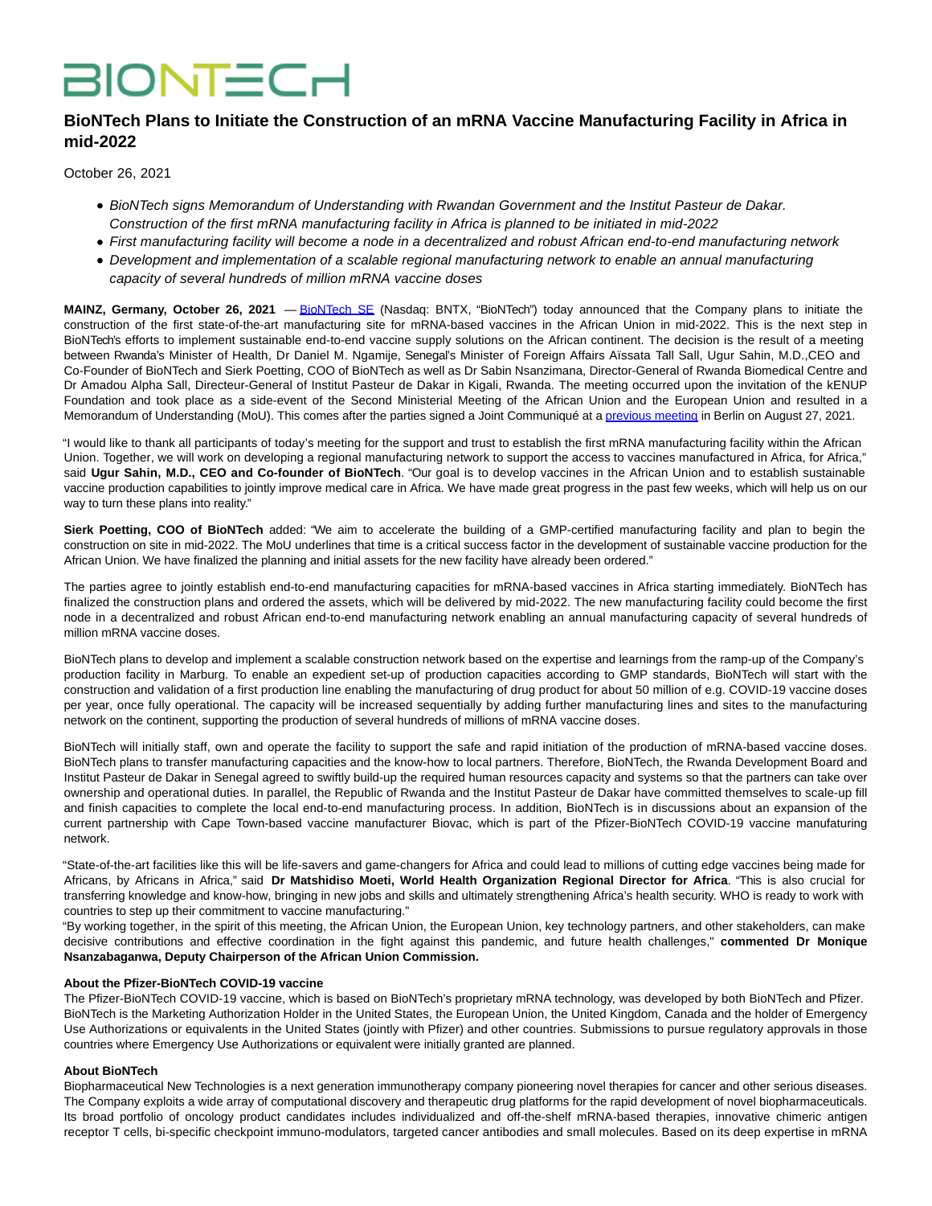BIONTECH

# BioNTech Plans to Initiate the Construction of an mRNA Vaccine Manufacturing Facility in Africa in mid-2022

October 26, 2021

- *BioNTech signs Memorandum of Understanding with Rwandan Government and the Institut Pasteur de Dakar. Construction of the first mRNA manufacturing facility in Africa is planned to be initiated in mid-2022*
- *First manufacturing facility will become a node in a decentralized and robust African end-to-end manufacturing network*
- *Development and implementation of a scalable regional manufacturing network to enable an annual manufacturing capacity of several hundreds of million mRNA vaccine doses*

**MAINZ, Germany, October 26, 2021** — BioNTech SE (Nasdaq: BNTX, "BioNTech") today announced that the Company plans to initiate the construction of the first state-of-the-art manufacturing site for mRNA-based vaccines in the African Union in mid-2022. This is the next step in BioNTech's efforts to implement sustainable end-to-end vaccine supply solutions on the African continent. The decision is the result of a meeting between Rwanda's Minister of Health, Dr Daniel M. Ngamije, Senegal's Minister of Foreign Affairs Aïssata Tall Sall, Ugur Sahin, M.D.,CEO and Co-Founder of BioNTech and Sierk Poetting, COO of BioNTech as well as Dr Sabin Nsanzimana, Director-General of Rwanda Biomedical Centre and Dr Amadou Alpha Sall, Directeur-General of Institut Pasteur de Dakar in Kigali, Rwanda. The meeting occurred upon the invitation of the kENUP Foundation and took place as a side-event of the Second Ministerial Meeting of the African Union and the European Union and resulted in a Memorandum of Understanding (MoU). This comes after the parties signed a Joint Communiqué at a previous meeting in Berlin on August 27, 2021.

"I would like to thank all participants of today's meeting for the support and trust to establish the first mRNA manufacturing facility within the African Union. Together, we will work on developing a regional manufacturing network to support the access to vaccines manufactured in Africa, for Africa," said **Ugur Sahin, M.D., CEO and Co-founder of BioNTech**. "Our goal is to develop vaccines in the African Union and to establish sustainable vaccine production capabilities to jointly improve medical care in Africa. We have made great progress in the past few weeks, which will help us on our way to turn these plans into reality."

**Sierk Poetting, COO of BioNTech** added: "We aim to accelerate the building of a GMP-certified manufacturing facility and plan to begin the construction on site in mid-2022. The MoU underlines that time is a critical success factor in the development of sustainable vaccine production for the African Union. We have finalized the planning and initial assets for the new facility have already been ordered."

The parties agree to jointly establish end-to-end manufacturing capacities for mRNA-based vaccines in Africa starting immediately. BioNTech has finalized the construction plans and ordered the assets, which will be delivered by mid-2022. The new manufacturing facility could become the first node in a decentralized and robust African end-to-end manufacturing network enabling an annual manufacturing capacity of several hundreds of million mRNA vaccine doses.

BioNTech plans to develop and implement a scalable construction network based on the expertise and learnings from the ramp-up of the Company's production facility in Marburg. To enable an expedient set-up of production capacities according to GMP standards, BioNTech will start with the construction and validation of a first production line enabling the manufacturing of drug product for about 50 million of e.g. COVID-19 vaccine doses per year, once fully operational. The capacity will be increased sequentially by adding further manufacturing lines and sites to the manufacturing network on the continent, supporting the production of several hundreds of millions of mRNA vaccine doses.

BioNTech will initially staff, own and operate the facility to support the safe and rapid initiation of the production of mRNA-based vaccine doses. BioNTech plans to transfer manufacturing capacities and the know-how to local partners. Therefore, BioNTech, the Rwanda Development Board and Institut Pasteur de Dakar in Senegal agreed to swiftly build-up the required human resources capacity and systems so that the partners can take over ownership and operational duties. In parallel, the Republic of Rwanda and the Institut Pasteur de Dakar have committed themselves to scale-up fill and finish capacities to complete the local end-to-end manufacturing process. In addition, BioNTech is in discussions about an expansion of the current partnership with Cape Town-based vaccine manufacturer Biovac, which is part of the Pfizer-BioNTech COVID-19 vaccine manufaturing network.

"State-of-the-art facilities like this will be life-savers and game-changers for Africa and could lead to millions of cutting edge vaccines being made for Africans, by Africans in Africa," said **Dr Matshidiso Moeti, World Health Organization Regional Director for Africa**. "This is also crucial for transferring knowledge and know-how, bringing in new jobs and skills and ultimately strengthening Africa's health security. WHO is ready to work with countries to step up their commitment to vaccine manufacturing."

"By working together, in the spirit of this meeting, the African Union, the European Union, key technology partners, and other stakeholders, can make decisive contributions and effective coordination in the fight against this pandemic, and future health challenges," **commented Dr Monique Nsanzabaganwa, Deputy Chairperson of the African Union Commission.**

**About the Pfizer-BioNTech COVID-19 vaccine**

The Pfizer-BioNTech COVID-19 vaccine, which is based on BioNTech's proprietary mRNA technology, was developed by both BioNTech and Pfizer. BioNTech is the Marketing Authorization Holder in the United States, the European Union, the United Kingdom, Canada and the holder of Emergency Use Authorizations or equivalents in the United States (jointly with Pfizer) and other countries. Submissions to pursue regulatory approvals in those countries where Emergency Use Authorizations or equivalent were initially granted are planned.

**About BioNTech**

Biopharmaceutical New Technologies is a next generation immunotherapy company pioneering novel therapies for cancer and other serious diseases. The Company exploits a wide array of computational discovery and therapeutic drug platforms for the rapid development of novel biopharmaceuticals. Its broad portfolio of oncology product candidates includes individualized and off-the-shelf mRNA-based therapies, innovative chimeric antigen receptor T cells, bi-specific checkpoint immuno-modulators, targeted cancer antibodies and small molecules. Based on its deep expertise in mRNA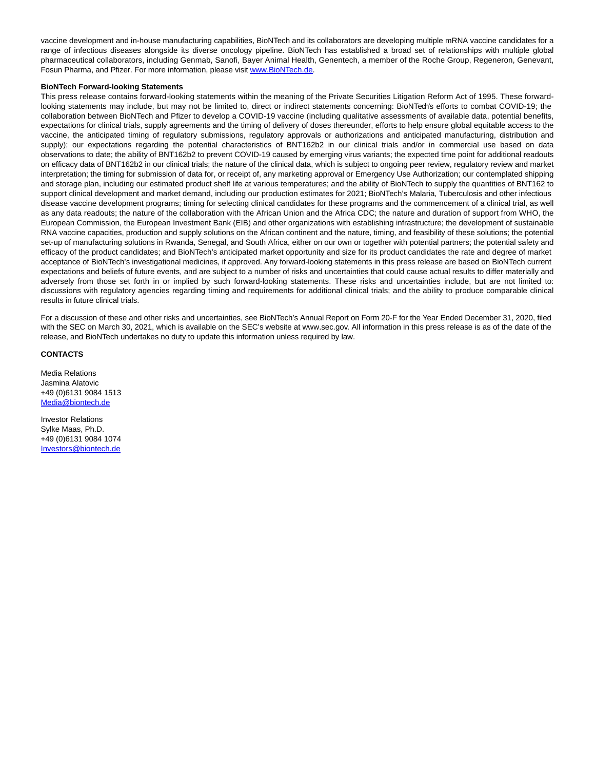vaccine development and in-house manufacturing capabilities, BioNTech and its collaborators are developing multiple mRNA vaccine candidates for a range of infectious diseases alongside its diverse oncology pipeline. BioNTech has established a broad set of relationships with multiple global pharmaceutical collaborators, including Genmab, Sanofi, Bayer Animal Health, Genentech, a member of the Roche Group, Regeneron, Genevant, Fosun Pharma, and Pfizer. For more information, please visit [www.BioNTech.de](http://www.BioNTech.de).

**BioNTech Forward-looking Statements**

This press release contains forward-looking statements within the meaning of the Private Securities Litigation Reform Act of 1995. These forward-looking statements may include, but may not be limited to, direct or indirect statements concerning: BioNTech's efforts to combat COVID-19; the collaboration between BioNTech and Pfizer to develop a COVID-19 vaccine (including qualitative assessments of available data, potential benefits, expectations for clinical trials, supply agreements and the timing of delivery of doses thereunder, efforts to help ensure global equitable access to the vaccine, the anticipated timing of regulatory submissions, regulatory approvals or authorizations and anticipated manufacturing, distribution and supply); our expectations regarding the potential characteristics of BNT162b2 in our clinical trials and/or in commercial use based on data observations to date; the ability of BNT162b2 to prevent COVID-19 caused by emerging virus variants; the expected time point for additional readouts on efficacy data of BNT162b2 in our clinical trials; the nature of the clinical data, which is subject to ongoing peer review, regulatory review and market interpretation; the timing for submission of data for, or receipt of, any marketing approval or Emergency Use Authorization; our contemplated shipping and storage plan, including our estimated product shelf life at various temperatures; and the ability of BioNTech to supply the quantities of BNT162 to support clinical development and market demand, including our production estimates for 2021; BioNTech's Malaria, Tuberculosis and other infectious disease vaccine development programs; timing for selecting clinical candidates for these programs and the commencement of a clinical trial, as well as any data readouts; the nature of the collaboration with the African Union and the Africa CDC; the nature and duration of support from WHO, the European Commission, the European Investment Bank (EIB) and other organizations with establishing infrastructure; the development of sustainable RNA vaccine capacities, production and supply solutions on the African continent and the nature, timing, and feasibility of these solutions; the potential set-up of manufacturing solutions in Rwanda, Senegal, and South Africa, either on our own or together with potential partners; the potential safety and efficacy of the product candidates; and BioNTech's anticipated market opportunity and size for its product candidates the rate and degree of market acceptance of BioNTech's investigational medicines, if approved. Any forward-looking statements in this press release are based on BioNTech current expectations and beliefs of future events, and are subject to a number of risks and uncertainties that could cause actual results to differ materially and adversely from those set forth in or implied by such forward-looking statements. These risks and uncertainties include, but are not limited to: discussions with regulatory agencies regarding timing and requirements for additional clinical trials; and the ability to produce comparable clinical results in future clinical trials.

For a discussion of these and other risks and uncertainties, see BioNTech's Annual Report on Form 20-F for the Year Ended December 31, 2020, filed with the SEC on March 30, 2021, which is available on the SEC's website at www.sec.gov. All information in this press release is as of the date of the release, and BioNTech undertakes no duty to update this information unless required by law.

**CONTACTS**

Media Relations
Jasmina Alatovic
+49 (0)6131 9084 1513
[Media@biontech.de](mailto:Media@biontech.de)

Investor Relations
Sylke Maas, Ph.D.
+49 (0)6131 9084 1074
[Investors@biontech.de](mailto:Investors@biontech.de)